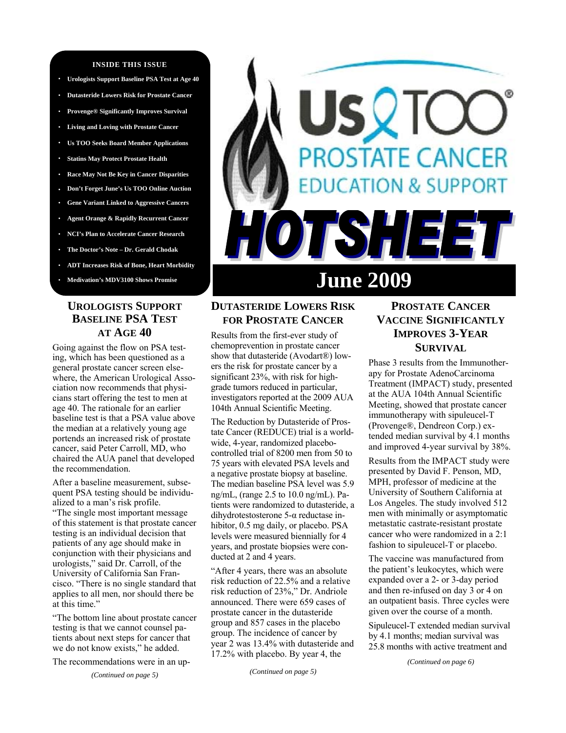**INSIDE THIS ISSUE**

- Urologists Support Baseline PSA Test at Age 40
- Dutasteride Lowers Risk for Prostate Cancer
- Provenge® Significantly Improves Survival
- Living and Loving with Prostate Cancer
- Us TOO Seeks Board Member Applications
- Statins May Protect Prostate Health
- Race May Not Be Key in Cancer Disparities
- Don't Forget June's Us TOO Online Auction
- Gene Variant Linked to Aggressive Cancers
- Agent Orange & Rapidly Recurrent Cancer
- NCI's Plan to Accelerate Cancer Research
- The Doctor's Note – Dr. Gerald Chodak
- ADT Increases Risk of Bone, Heart Morbidity
- Medivation's MDV3100 Shows Promise

# Us TOO® PROSTATE CANCER EDUCATION & SUPPORT

# HOTSHEET

## June 2009

## UROLOGISTS SUPPORT BASELINE PSA TEST AT AGE 40

Going against the flow on PSA testing, which has been questioned as a general prostate cancer screen elsewhere, the American Urological Association now recommends that physicians start offering the test to men at age 40. The rationale for an earlier baseline test is that a PSA value above the median at a relatively young age portends an increased risk of prostate cancer, said Peter Carroll, MD, who chaired the AUA panel that developed the recommendation.

After a baseline measurement, subsequent PSA testing should be individualized to a man's risk profile. "The single most important message of this statement is that prostate cancer testing is an individual decision that patients of any age should make in conjunction with their physicians and urologists," said Dr. Carroll, of the University of California San Francisco. "There is no single standard that applies to all men, nor should there be at this time."

"The bottom line about prostate cancer testing is that we cannot counsel patients about next steps for cancer that we do not know exists," he added.

The recommendations were in an up-

*(Continued on page 5)*

## DUTASTERIDE LOWERS RISK FOR PROSTATE CANCER

Results from the first-ever study of chemoprevention in prostate cancer show that dutasteride (Avodart®) lowers the risk for prostate cancer by a significant 23%, with risk for high-grade tumors reduced in particular, investigators reported at the 2009 AUA 104th Annual Scientific Meeting.

The Reduction by Dutasteride of Prostate Cancer (REDUCE) trial is a worldwide, 4-year, randomized placebo-controlled trial of 8200 men from 50 to 75 years with elevated PSA levels and a negative prostate biopsy at baseline. The median baseline PSA level was 5.9 ng/mL, (range 2.5 to 10.0 ng/mL). Patients were randomized to dutasteride, a dihydrotestosterone 5-α reductase inhibitor, 0.5 mg daily, or placebo. PSA levels were measured biennially for 4 years, and prostate biopsies were conducted at 2 and 4 years.

"After 4 years, there was an absolute risk reduction of 22.5% and a relative risk reduction of 23%," Dr. Andriole announced. There were 659 cases of prostate cancer in the dutasteride group and 857 cases in the placebo group. The incidence of cancer by year 2 was 13.4% with dutasteride and 17.2% with placebo. By year 4, the

*(Continued on page 5)*

## PROSTATE CANCER VACCINE SIGNIFICANTLY IMPROVES 3-YEAR SURVIVAL

Phase 3 results from the Immunotherapy for Prostate AdenoCarcinoma Treatment (IMPACT) study, presented at the AUA 104th Annual Scientific Meeting, showed that prostate cancer immunotherapy with sipuleucel-T (Provenge®, Dendreon Corp.) extended median survival by 4.1 months and improved 4-year survival by 38%.

Results from the IMPACT study were presented by David F. Penson, MD, MPH, professor of medicine at the University of Southern California at Los Angeles. The study involved 512 men with minimally or asymptomatic metastatic castrate-resistant prostate cancer who were randomized in a 2:1 fashion to sipuleucel-T or placebo.

The vaccine was manufactured from the patient's leukocytes, which were expanded over a 2- or 3-day period and then re-infused on day 3 or 4 on an outpatient basis. Three cycles were given over the course of a month.

Sipuleucel-T extended median survival by 4.1 months; median survival was 25.8 months with active treatment and

*(Continued on page 6)*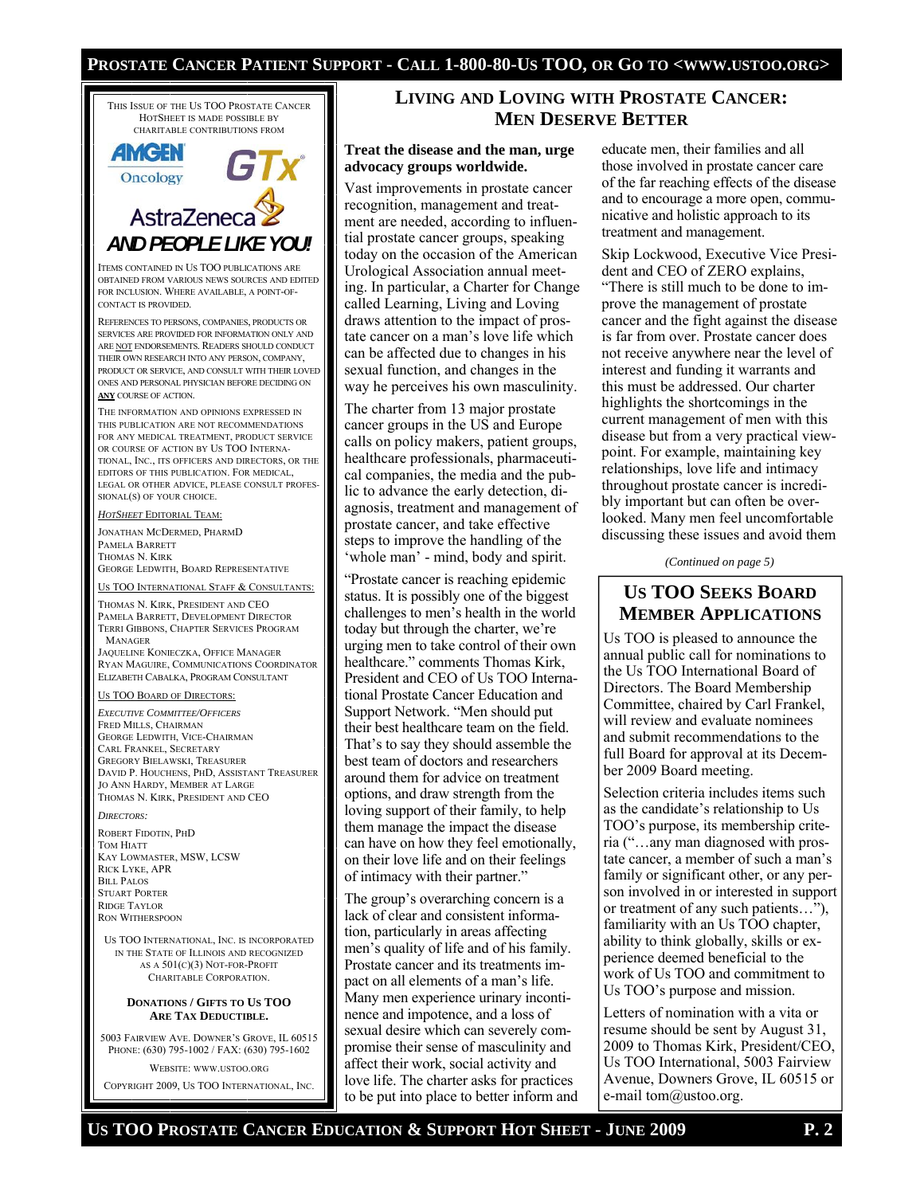THIS ISSUE OF THE US TOO PROSTATE CANCER HOTSHEET IS MADE POSSIBLE BY CHARITABLE CONTRIBUTIONS FROM

AMGEN Oncology

GTx

AstraZeneca

***AND PEOPLE LIKE YOU!***

ITEMS CONTAINED IN US TOO PUBLICATIONS ARE OBTAINED FROM VARIOUS NEWS SOURCES AND EDITED FOR INCLUSION. WHERE AVAILABLE, A POINT-OF-CONTACT IS PROVIDED.

REFERENCES TO PERSONS, COMPANIES, PRODUCTS OR SERVICES ARE PROVIDED FOR INFORMATION ONLY AND ARE NOT ENDORSEMENTS. READERS SHOULD CONDUCT THEIR OWN RESEARCH INTO ANY PERSON, COMPANY, PRODUCT OR SERVICE, AND CONSULT WITH THEIR LOVED ONES AND PERSONAL PHYSICIAN BEFORE DECIDING ON **ANY** COURSE OF ACTION.

THE INFORMATION AND OPINIONS EXPRESSED IN THIS PUBLICATION ARE NOT RECOMMENDATIONS FOR ANY MEDICAL TREATMENT, PRODUCT SERVICE OR COURSE OF ACTION BY US TOO INTERNATIONAL, INC., ITS OFFICERS AND DIRECTORS, OR THE EDITORS OF THIS PUBLICATION. FOR MEDICAL, LEGAL OR OTHER ADVICE, PLEASE CONSULT PROFESSIONAL(S) OF YOUR CHOICE.

*HOTSHEET* EDITORIAL TEAM:

JONATHAN MCDERMED, PHARMD
PAMELA BARRETT
THOMAS N. KIRK
GEORGE LEDWITH, BOARD REPRESENTATIVE

US TOO INTERNATIONAL STAFF & CONSULTANTS:

THOMAS N. KIRK, PRESIDENT AND CEO
PAMELA BARRETT, DEVELOPMENT DIRECTOR
TERRI GIBBONS, CHAPTER SERVICES PROGRAM MANAGER
JAQUELINE KONIECZKA, OFFICE MANAGER
RYAN MAGUIRE, COMMUNICATIONS COORDINATOR
ELIZABETH CABALKA, PROGRAM CONSULTANT

US TOO BOARD OF DIRECTORS:

*EXECUTIVE COMMITTEE/OFFICERS*
FRED MILLS, CHAIRMAN
GEORGE LEDWITH, VICE-CHAIRMAN
CARL FRANKEL, SECRETARY
GREGORY BIELAWSKI, TREASURER
DAVID P. HOUCHENS, PHD, ASSISTANT TREASURER
JO ANN HARDY, MEMBER AT LARGE
THOMAS N. KIRK, PRESIDENT AND CEO

*DIRECTORS:*
ROBERT FIDOTIN, PHD
TOM HIATT
KAY LOWMASTER, MSW, LCSW
RICK LYKE, APR
BILL PALOS
STUART PORTER
RIDGE TAYLOR
RON WITHERSPOON

US TOO INTERNATIONAL, INC. IS INCORPORATED IN THE STATE OF ILLINOIS AND RECOGNIZED AS A 501(C)(3) NOT-FOR-PROFIT CHARITABLE CORPORATION.

**DONATIONS / GIFTS TO US TOO ARE TAX DEDUCTIBLE.**

5003 FAIRVIEW AVE. DOWNER'S GROVE, IL 60515
PHONE: (630) 795-1002 / FAX: (630) 795-1602

WEBSITE: WWW.USTOO.ORG

COPYRIGHT 2009, US TOO INTERNATIONAL, INC.

## LIVING AND LOVING WITH PROSTATE CANCER: MEN DESERVE BETTER

**Treat the disease and the man, urge advocacy groups worldwide.**

Vast improvements in prostate cancer recognition, management and treatment are needed, according to influential prostate cancer groups, speaking today on the occasion of the American Urological Association annual meeting. In particular, a Charter for Change called Learning, Living and Loving draws attention to the impact of prostate cancer on a man's love life which can be affected due to changes in his sexual function, and changes in the way he perceives his own masculinity.

The charter from 13 major prostate cancer groups in the US and Europe calls on policy makers, patient groups, healthcare professionals, pharmaceutical companies, the media and the public to advance the early detection, diagnosis, treatment and management of prostate cancer, and take effective steps to improve the handling of the 'whole man' - mind, body and spirit.

"Prostate cancer is reaching epidemic status. It is possibly one of the biggest challenges to men's health in the world today but through the charter, we're urging men to take control of their own healthcare." comments Thomas Kirk, President and CEO of Us TOO International Prostate Cancer Education and Support Network. "Men should put their best healthcare team on the field. That's to say they should assemble the best team of doctors and researchers around them for advice on treatment options, and draw strength from the loving support of their family, to help them manage the impact the disease can have on how they feel emotionally, on their love life and on their feelings of intimacy with their partner."

The group's overarching concern is a lack of clear and consistent information, particularly in areas affecting men's quality of life and of his family. Prostate cancer and its treatments impact on all elements of a man's life. Many men experience urinary incontinence and impotence, and a loss of sexual desire which can severely compromise their sense of masculinity and affect their work, social activity and love life. The charter asks for practices to be put into place to better inform and educate men, their families and all those involved in prostate cancer care of the far reaching effects of the disease and to encourage a more open, communicative and holistic approach to its treatment and management.

Skip Lockwood, Executive Vice President and CEO of ZERO explains, "There is still much to be done to improve the management of prostate cancer and the fight against the disease is far from over. Prostate cancer does not receive anywhere near the level of interest and funding it warrants and this must be addressed. Our charter highlights the shortcomings in the current management of men with this disease but from a very practical viewpoint. For example, maintaining key relationships, love life and intimacy throughout prostate cancer is incredibly important but can often be overlooked. Many men feel uncomfortable discussing these issues and avoid them

*(Continued on page 5)*

## US TOO SEEKS BOARD MEMBER APPLICATIONS

Us TOO is pleased to announce the annual public call for nominations to the Us TOO International Board of Directors. The Board Membership Committee, chaired by Carl Frankel, will review and evaluate nominees and submit recommendations to the full Board for approval at its December 2009 Board meeting.

Selection criteria includes items such as the candidate's relationship to Us TOO's purpose, its membership criteria ("…any man diagnosed with prostate cancer, a member of such a man's family or significant other, or any person involved in or interested in support or treatment of any such patients…"), familiarity with an Us TOO chapter, ability to think globally, skills or experience deemed beneficial to the work of Us TOO and commitment to Us TOO's purpose and mission.

Letters of nomination with a vita or resume should be sent by August 31, 2009 to Thomas Kirk, President/CEO, Us TOO International, 5003 Fairview Avenue, Downers Grove, IL 60515 or e-mail tom@ustoo.org.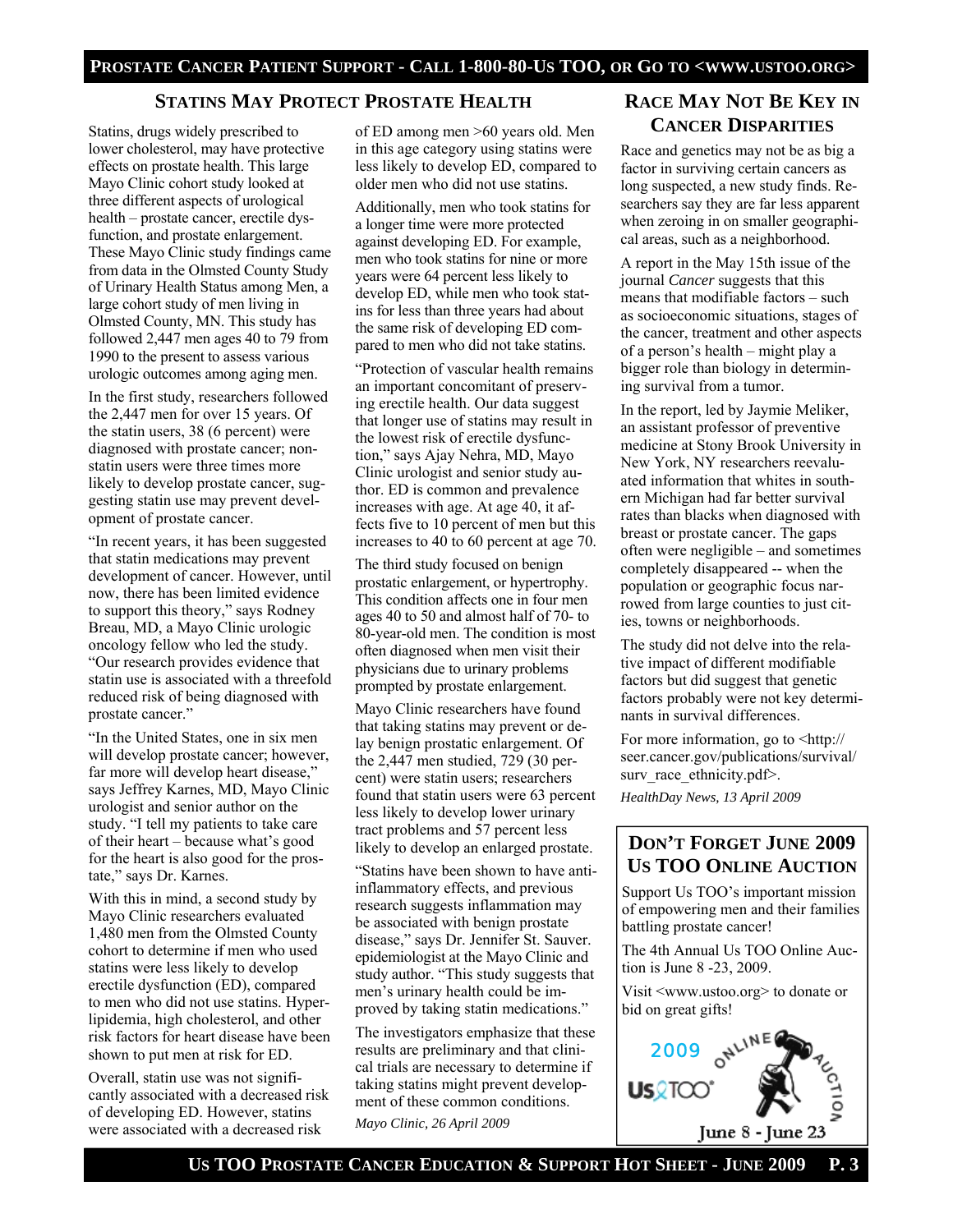## Statins May Protect Prostate Health

Statins, drugs widely prescribed to lower cholesterol, may have protective effects on prostate health. This large Mayo Clinic cohort study looked at three different aspects of urological health – prostate cancer, erectile dysfunction, and prostate enlargement. These Mayo Clinic study findings came from data in the Olmsted County Study of Urinary Health Status among Men, a large cohort study of men living in Olmsted County, MN. This study has followed 2,447 men ages 40 to 79 from 1990 to the present to assess various urologic outcomes among aging men.

In the first study, researchers followed the 2,447 men for over 15 years. Of the statin users, 38 (6 percent) were diagnosed with prostate cancer; non-statin users were three times more likely to develop prostate cancer, suggesting statin use may prevent development of prostate cancer.

"In recent years, it has been suggested that statin medications may prevent development of cancer. However, until now, there has been limited evidence to support this theory," says Rodney Breau, MD, a Mayo Clinic urologic oncology fellow who led the study. "Our research provides evidence that statin use is associated with a threefold reduced risk of being diagnosed with prostate cancer."

"In the United States, one in six men will develop prostate cancer; however, far more will develop heart disease," says Jeffrey Karnes, MD, Mayo Clinic urologist and senior author on the study. "I tell my patients to take care of their heart – because what's good for the heart is also good for the prostate," says Dr. Karnes.

With this in mind, a second study by Mayo Clinic researchers evaluated 1,480 men from the Olmsted County cohort to determine if men who used statins were less likely to develop erectile dysfunction (ED), compared to men who did not use statins. Hyperlipidemia, high cholesterol, and other risk factors for heart disease have been shown to put men at risk for ED.

Overall, statin use was not significantly associated with a decreased risk of developing ED. However, statins were associated with a decreased risk of ED among men >60 years old. Men in this age category using statins were less likely to develop ED, compared to older men who did not use statins.

Additionally, men who took statins for a longer time were more protected against developing ED. For example, men who took statins for nine or more years were 64 percent less likely to develop ED, while men who took statins for less than three years had about the same risk of developing ED compared to men who did not take statins.

"Protection of vascular health remains an important concomitant of preserving erectile health. Our data suggest that longer use of statins may result in the lowest risk of erectile dysfunction," says Ajay Nehra, MD, Mayo Clinic urologist and senior study author. ED is common and prevalence increases with age. At age 40, it affects five to 10 percent of men but this increases to 40 to 60 percent at age 70.

The third study focused on benign prostatic enlargement, or hypertrophy. This condition affects one in four men ages 40 to 50 and almost half of 70- to 80-year-old men. The condition is most often diagnosed when men visit their physicians due to urinary problems prompted by prostate enlargement.

Mayo Clinic researchers have found that taking statins may prevent or delay benign prostatic enlargement. Of the 2,447 men studied, 729 (30 percent) were statin users; researchers found that statin users were 63 percent less likely to develop lower urinary tract problems and 57 percent less likely to develop an enlarged prostate.

"Statins have been shown to have anti-inflammatory effects, and previous research suggests inflammation may be associated with benign prostate disease," says Dr. Jennifer St. Sauver. epidemiologist at the Mayo Clinic and study author. "This study suggests that men's urinary health could be improved by taking statin medications."

The investigators emphasize that these results are preliminary and that clinical trials are necessary to determine if taking statins might prevent development of these common conditions.

*Mayo Clinic, 26 April 2009*

## Race May Not Be Key in Cancer Disparities

Race and genetics may not be as big a factor in surviving certain cancers as long suspected, a new study finds. Researchers say they are far less apparent when zeroing in on smaller geographical areas, such as a neighborhood.

A report in the May 15th issue of the journal *Cancer* suggests that this means that modifiable factors – such as socioeconomic situations, stages of the cancer, treatment and other aspects of a person's health – might play a bigger role than biology in determining survival from a tumor.

In the report, led by Jaymie Meliker, an assistant professor of preventive medicine at Stony Brook University in New York, NY researchers reevaluated information that whites in southern Michigan had far better survival rates than blacks when diagnosed with breast or prostate cancer. The gaps often were negligible – and sometimes completely disappeared -- when the population or geographic focus narrowed from large counties to just cities, towns or neighborhoods.

The study did not delve into the relative impact of different modifiable factors but did suggest that genetic factors probably were not key determinants in survival differences.

For more information, go to <http://seer.cancer.gov/publications/survival/surv_race_ethnicity.pdf>.

*HealthDay News, 13 April 2009*

## Don't Forget June 2009 Us TOO Online Auction

Support Us TOO's important mission of empowering men and their families battling prostate cancer!

The 4th Annual Us TOO Online Auction is June 8 -23, 2009.

Visit <www.ustoo.org> to donate or bid on great gifts!

2009 Us TOO Online Auction

June 8 - June 23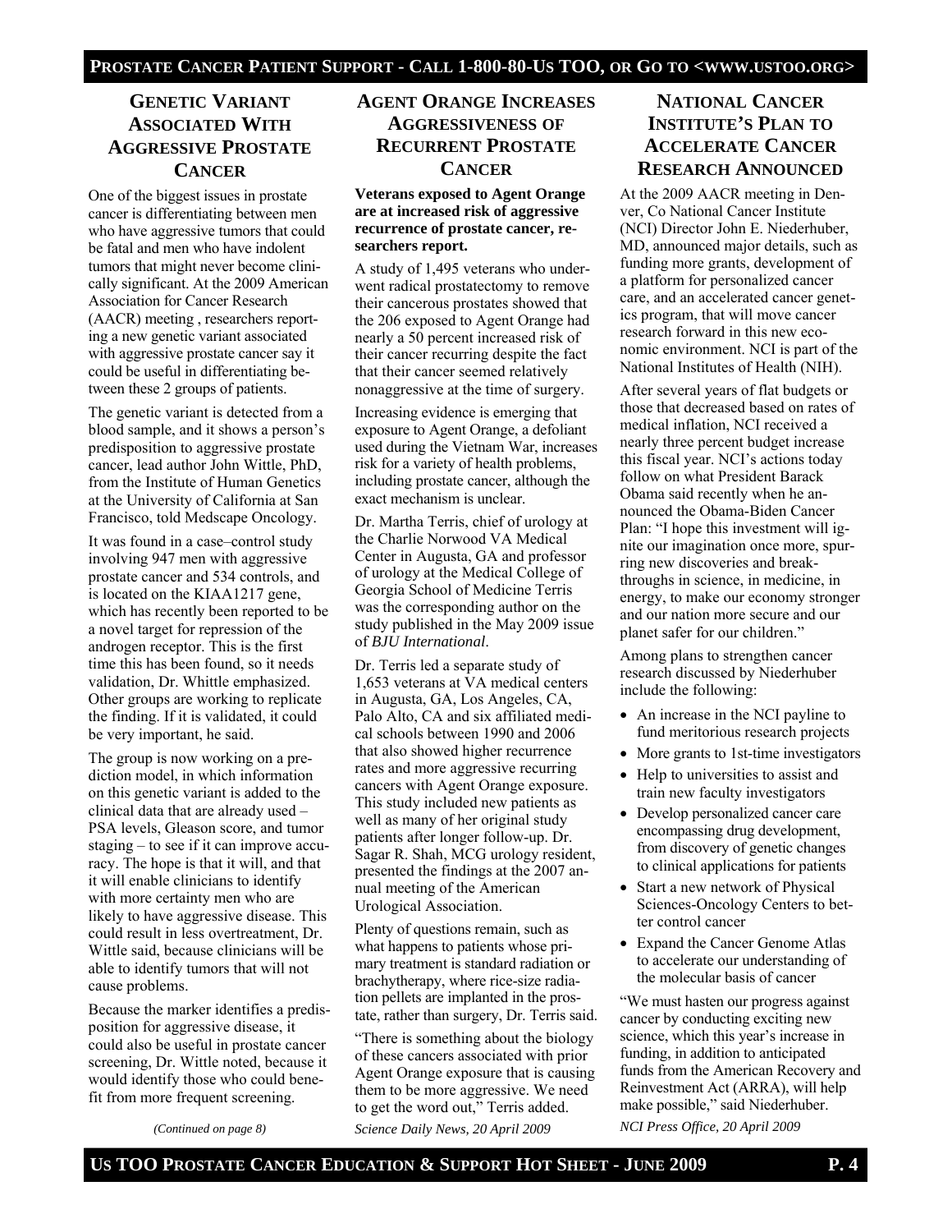## Genetic Variant Associated With Aggressive Prostate Cancer

One of the biggest issues in prostate cancer is differentiating between men who have aggressive tumors that could be fatal and men who have indolent tumors that might never become clinically significant. At the 2009 American Association for Cancer Research (AACR) meeting , researchers reporting a new genetic variant associated with aggressive prostate cancer say it could be useful in differentiating between these 2 groups of patients.

The genetic variant is detected from a blood sample, and it shows a person's predisposition to aggressive prostate cancer, lead author John Wittle, PhD, from the Institute of Human Genetics at the University of California at San Francisco, told Medscape Oncology.

It was found in a case–control study involving 947 men with aggressive prostate cancer and 534 controls, and is located on the KIAA1217 gene, which has recently been reported to be a novel target for repression of the androgen receptor. This is the first time this has been found, so it needs validation, Dr. Whittle emphasized. Other groups are working to replicate the finding. If it is validated, it could be very important, he said.

The group is now working on a prediction model, in which information on this genetic variant is added to the clinical data that are already used – PSA levels, Gleason score, and tumor staging – to see if it can improve accuracy. The hope is that it will, and that it will enable clinicians to identify with more certainty men who are likely to have aggressive disease. This could result in less overtreatment, Dr. Wittle said, because clinicians will be able to identify tumors that will not cause problems.

Because the marker identifies a predisposition for aggressive disease, it could also be useful in prostate cancer screening, Dr. Wittle noted, because it would identify those who could benefit from more frequent screening.

*(Continued on page 8)*

## Agent Orange Increases Aggressiveness of Recurrent Prostate Cancer

**Veterans exposed to Agent Orange are at increased risk of aggressive recurrence of prostate cancer, researchers report.**

A study of 1,495 veterans who underwent radical prostatectomy to remove their cancerous prostates showed that the 206 exposed to Agent Orange had nearly a 50 percent increased risk of their cancer recurring despite the fact that their cancer seemed relatively nonaggressive at the time of surgery.

Increasing evidence is emerging that exposure to Agent Orange, a defoliant used during the Vietnam War, increases risk for a variety of health problems, including prostate cancer, although the exact mechanism is unclear.

Dr. Martha Terris, chief of urology at the Charlie Norwood VA Medical Center in Augusta, GA and professor of urology at the Medical College of Georgia School of Medicine Terris was the corresponding author on the study published in the May 2009 issue of *BJU International*.

Dr. Terris led a separate study of 1,653 veterans at VA medical centers in Augusta, GA, Los Angeles, CA, Palo Alto, CA and six affiliated medical schools between 1990 and 2006 that also showed higher recurrence rates and more aggressive recurring cancers with Agent Orange exposure. This study included new patients as well as many of her original study patients after longer follow-up. Dr. Sagar R. Shah, MCG urology resident, presented the findings at the 2007 annual meeting of the American Urological Association.

Plenty of questions remain, such as what happens to patients whose primary treatment is standard radiation or brachytherapy, where rice-size radiation pellets are implanted in the prostate, rather than surgery, Dr. Terris said.

"There is something about the biology of these cancers associated with prior Agent Orange exposure that is causing them to be more aggressive. We need to get the word out," Terris added.

*Science Daily News, 20 April 2009*

## National Cancer Institute's Plan to Accelerate Cancer Research Announced

At the 2009 AACR meeting in Denver, Co National Cancer Institute (NCI) Director John E. Niederhuber, MD, announced major details, such as funding more grants, development of a platform for personalized cancer care, and an accelerated cancer genetics program, that will move cancer research forward in this new economic environment. NCI is part of the National Institutes of Health (NIH).

After several years of flat budgets or those that decreased based on rates of medical inflation, NCI received a nearly three percent budget increase this fiscal year. NCI's actions today follow on what President Barack Obama said recently when he announced the Obama-Biden Cancer Plan: "I hope this investment will ignite our imagination once more, spurring new discoveries and breakthroughs in science, in medicine, in energy, to make our economy stronger and our nation more secure and our planet safer for our children."

Among plans to strengthen cancer research discussed by Niederhuber include the following:

- An increase in the NCI payline to fund meritorious research projects
- More grants to 1st-time investigators
- Help to universities to assist and train new faculty investigators
- Develop personalized cancer care encompassing drug development, from discovery of genetic changes to clinical applications for patients
- Start a new network of Physical Sciences-Oncology Centers to better control cancer
- Expand the Cancer Genome Atlas to accelerate our understanding of the molecular basis of cancer

"We must hasten our progress against cancer by conducting exciting new science, which this year's increase in funding, in addition to anticipated funds from the American Recovery and Reinvestment Act (ARRA), will help make possible," said Niederhuber.

*NCI Press Office, 20 April 2009*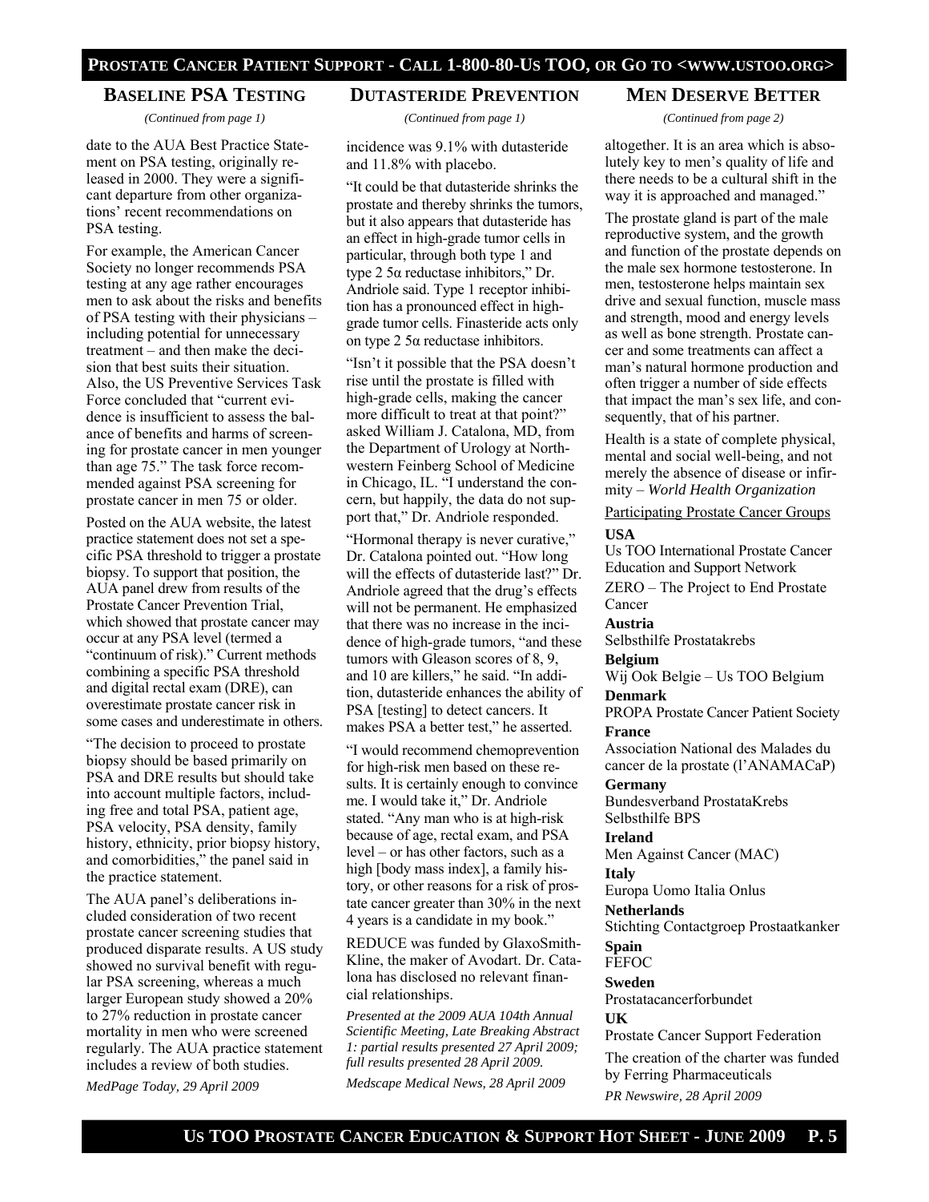## Baseline PSA Testing

*(Continued from page 1)*

date to the AUA Best Practice Statement on PSA testing, originally released in 2000. They were a significant departure from other organizations' recent recommendations on PSA testing.

For example, the American Cancer Society no longer recommends PSA testing at any age rather encourages men to ask about the risks and benefits of PSA testing with their physicians – including potential for unnecessary treatment – and then make the decision that best suits their situation. Also, the US Preventive Services Task Force concluded that "current evidence is insufficient to assess the balance of benefits and harms of screening for prostate cancer in men younger than age 75." The task force recommended against PSA screening for prostate cancer in men 75 or older.

Posted on the AUA website, the latest practice statement does not set a specific PSA threshold to trigger a prostate biopsy. To support that position, the AUA panel drew from results of the Prostate Cancer Prevention Trial, which showed that prostate cancer may occur at any PSA level (termed a "continuum of risk)." Current methods combining a specific PSA threshold and digital rectal exam (DRE), can overestimate prostate cancer risk in some cases and underestimate in others.

"The decision to proceed to prostate biopsy should be based primarily on PSA and DRE results but should take into account multiple factors, including free and total PSA, patient age, PSA velocity, PSA density, family history, ethnicity, prior biopsy history, and comorbidities," the panel said in the practice statement.

The AUA panel's deliberations included consideration of two recent prostate cancer screening studies that produced disparate results. A US study showed no survival benefit with regular PSA screening, whereas a much larger European study showed a 20% to 27% reduction in prostate cancer mortality in men who were screened regularly. The AUA practice statement includes a review of both studies.

*MedPage Today, 29 April 2009*

## Dutasteride Prevention

*(Continued from page 1)*

incidence was 9.1% with dutasteride and 11.8% with placebo.

"It could be that dutasteride shrinks the prostate and thereby shrinks the tumors, but it also appears that dutasteride has an effect in high-grade tumor cells in particular, through both type 1 and type 2 5α reductase inhibitors," Dr. Andriole said. Type 1 receptor inhibition has a pronounced effect in high-grade tumor cells. Finasteride acts only on type 2 5α reductase inhibitors.

"Isn't it possible that the PSA doesn't rise until the prostate is filled with high-grade cells, making the cancer more difficult to treat at that point?" asked William J. Catalona, MD, from the Department of Urology at Northwestern Feinberg School of Medicine in Chicago, IL. "I understand the concern, but happily, the data do not support that," Dr. Andriole responded.

"Hormonal therapy is never curative," Dr. Catalona pointed out. "How long will the effects of dutasteride last?" Dr. Andriole agreed that the drug's effects will not be permanent. He emphasized that there was no increase in the incidence of high-grade tumors, "and these tumors with Gleason scores of 8, 9, and 10 are killers," he said. "In addition, dutasteride enhances the ability of PSA [testing] to detect cancers. It makes PSA a better test," he asserted.

"I would recommend chemoprevention for high-risk men based on these results. It is certainly enough to convince me. I would take it," Dr. Andriole stated. "Any man who is at high-risk because of age, rectal exam, and PSA level – or has other factors, such as a high [body mass index], a family history, or other reasons for a risk of prostate cancer greater than 30% in the next 4 years is a candidate in my book."

REDUCE was funded by GlaxoSmithKline, the maker of Avodart. Dr. Catalona has disclosed no relevant financial relationships.

*Presented at the 2009 AUA 104th Annual Scientific Meeting, Late Breaking Abstract 1: partial results presented 27 April 2009; full results presented 28 April 2009.*

*Medscape Medical News, 28 April 2009*

## Men Deserve Better

*(Continued from page 2)*

altogether. It is an area which is absolutely key to men's quality of life and there needs to be a cultural shift in the way it is approached and managed."

The prostate gland is part of the male reproductive system, and the growth and function of the prostate depends on the male sex hormone testosterone. In men, testosterone helps maintain sex drive and sexual function, muscle mass and strength, mood and energy levels as well as bone strength. Prostate cancer and some treatments can affect a man's natural hormone production and often trigger a number of side effects that impact the man's sex life, and consequently, that of his partner.

Health is a state of complete physical, mental and social well-being, and not merely the absence of disease or infirmity – *World Health Organization*

Participating Prostate Cancer Groups

**USA**

Us TOO International Prostate Cancer Education and Support Network

ZERO – The Project to End Prostate Cancer

**Austria**

Selbsthilfe Prostatakrebs

**Belgium**

Wij Ook Belgie – Us TOO Belgium

**Denmark**

PROPA Prostate Cancer Patient Society

**France**

Association National des Malades du cancer de la prostate (l'ANAMACaP)

**Germany**

Bundesverband ProstataKrebs Selbsthilfe BPS

**Ireland**

Men Against Cancer (MAC)

**Italy**

Europa Uomo Italia Onlus

**Netherlands**

Stichting Contactgroep Prostaatkanker

**Spain**

FEFOC

**Sweden**

Prostatacancerforbundet

**UK**

Prostate Cancer Support Federation

The creation of the charter was funded by Ferring Pharmaceuticals

*PR Newswire, 28 April 2009*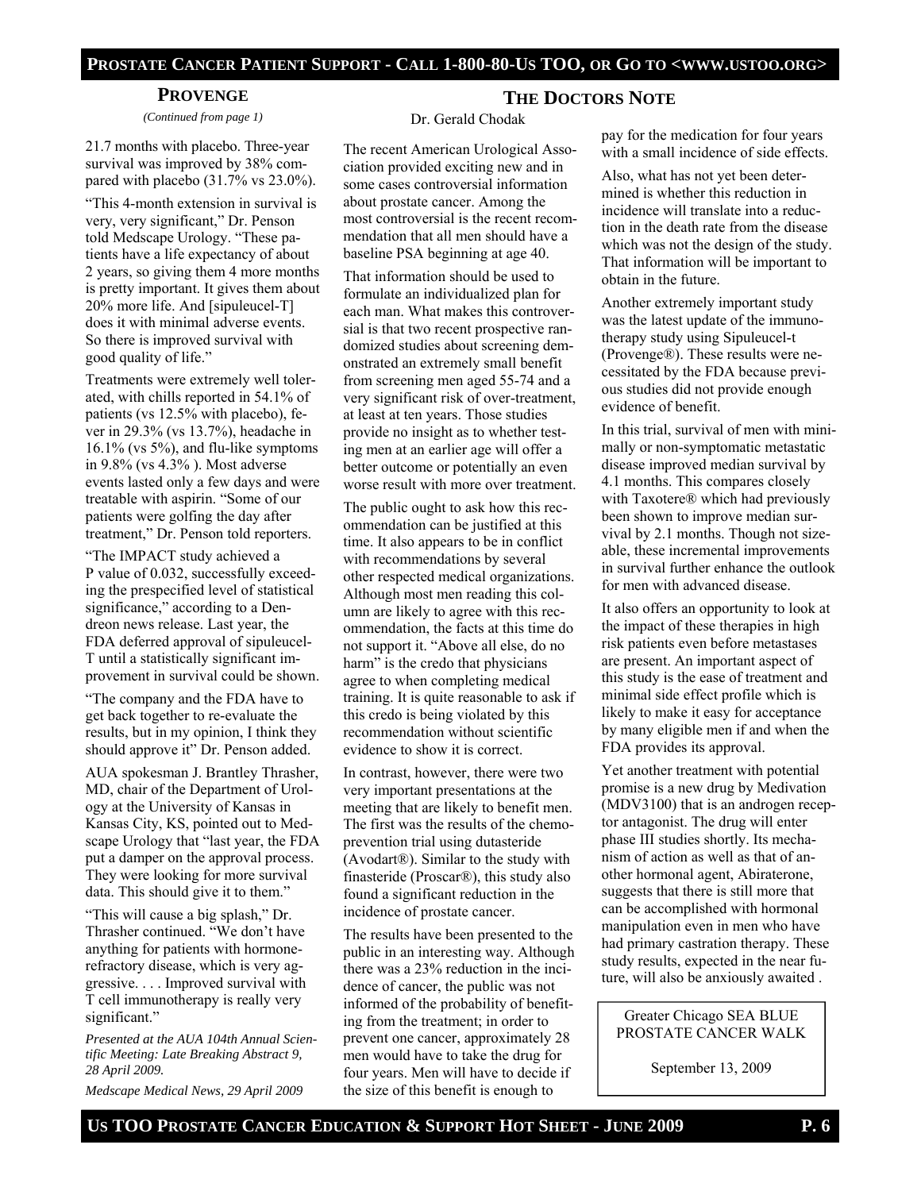## PROVENGE

*(Continued from page 1)*

21.7 months with placebo. Three-year survival was improved by 38% compared with placebo (31.7% vs 23.0%).

"This 4-month extension in survival is very, very significant," Dr. Penson told Medscape Urology. "These patients have a life expectancy of about 2 years, so giving them 4 more months is pretty important. It gives them about 20% more life. And [sipuleucel-T] does it with minimal adverse events. So there is improved survival with good quality of life."

Treatments were extremely well tolerated, with chills reported in 54.1% of patients (vs 12.5% with placebo), fever in 29.3% (vs 13.7%), headache in 16.1% (vs 5%), and flu-like symptoms in 9.8% (vs 4.3% ). Most adverse events lasted only a few days and were treatable with aspirin. "Some of our patients were golfing the day after treatment," Dr. Penson told reporters.

"The IMPACT study achieved a P value of 0.032, successfully exceeding the prespecified level of statistical significance," according to a Dendreon news release. Last year, the FDA deferred approval of sipuleucel-T until a statistically significant improvement in survival could be shown.

"The company and the FDA have to get back together to re-evaluate the results, but in my opinion, I think they should approve it" Dr. Penson added.

AUA spokesman J. Brantley Thrasher, MD, chair of the Department of Urology at the University of Kansas in Kansas City, KS, pointed out to Medscape Urology that "last year, the FDA put a damper on the approval process. They were looking for more survival data. This should give it to them."

"This will cause a big splash," Dr. Thrasher continued. "We don't have anything for patients with hormone-refractory disease, which is very aggressive. . . . Improved survival with T cell immunotherapy is really very significant."

*Presented at the AUA 104th Annual Scientific Meeting: Late Breaking Abstract 9, 28 April 2009.*

*Medscape Medical News, 29 April 2009*

## THE DOCTORS NOTE

Dr. Gerald Chodak

The recent American Urological Association provided exciting new and in some cases controversial information about prostate cancer. Among the most controversial is the recent recommendation that all men should have a baseline PSA beginning at age 40.

That information should be used to formulate an individualized plan for each man. What makes this controversial is that two recent prospective randomized studies about screening demonstrated an extremely small benefit from screening men aged 55-74 and a very significant risk of over-treatment, at least at ten years. Those studies provide no insight as to whether testing men at an earlier age will offer a better outcome or potentially an even worse result with more over treatment.

The public ought to ask how this recommendation can be justified at this time. It also appears to be in conflict with recommendations by several other respected medical organizations. Although most men reading this column are likely to agree with this recommendation, the facts at this time do not support it. "Above all else, do no harm" is the credo that physicians agree to when completing medical training. It is quite reasonable to ask if this credo is being violated by this recommendation without scientific evidence to show it is correct.

In contrast, however, there were two very important presentations at the meeting that are likely to benefit men. The first was the results of the chemoprevention trial using dutasteride (Avodart®). Similar to the study with finasteride (Proscar®), this study also found a significant reduction in the incidence of prostate cancer.

The results have been presented to the public in an interesting way. Although there was a 23% reduction in the incidence of cancer, the public was not informed of the probability of benefiting from the treatment; in order to prevent one cancer, approximately 28 men would have to take the drug for four years. Men will have to decide if the size of this benefit is enough to pay for the medication for four years with a small incidence of side effects.

Also, what has not yet been determined is whether this reduction in incidence will translate into a reduction in the death rate from the disease which was not the design of the study. That information will be important to obtain in the future.

Another extremely important study was the latest update of the immunotherapy study using Sipuleucel-t (Provenge®). These results were necessitated by the FDA because previous studies did not provide enough evidence of benefit.

In this trial, survival of men with minimally or non-symptomatic metastatic disease improved median survival by 4.1 months. This compares closely with Taxotere® which had previously been shown to improve median survival by 2.1 months. Though not sizeable, these incremental improvements in survival further enhance the outlook for men with advanced disease.

It also offers an opportunity to look at the impact of these therapies in high risk patients even before metastases are present. An important aspect of this study is the ease of treatment and minimal side effect profile which is likely to make it easy for acceptance by many eligible men if and when the FDA provides its approval.

Yet another treatment with potential promise is a new drug by Medivation (MDV3100) that is an androgen receptor antagonist. The drug will enter phase III studies shortly. Its mechanism of action as well as that of another hormonal agent, Abiraterone, suggests that there is still more that can be accomplished with hormonal manipulation even in men who have had primary castration therapy. These study results, expected in the near future, will also be anxiously awaited .

Greater Chicago SEA BLUE PROSTATE CANCER WALK

September 13, 2009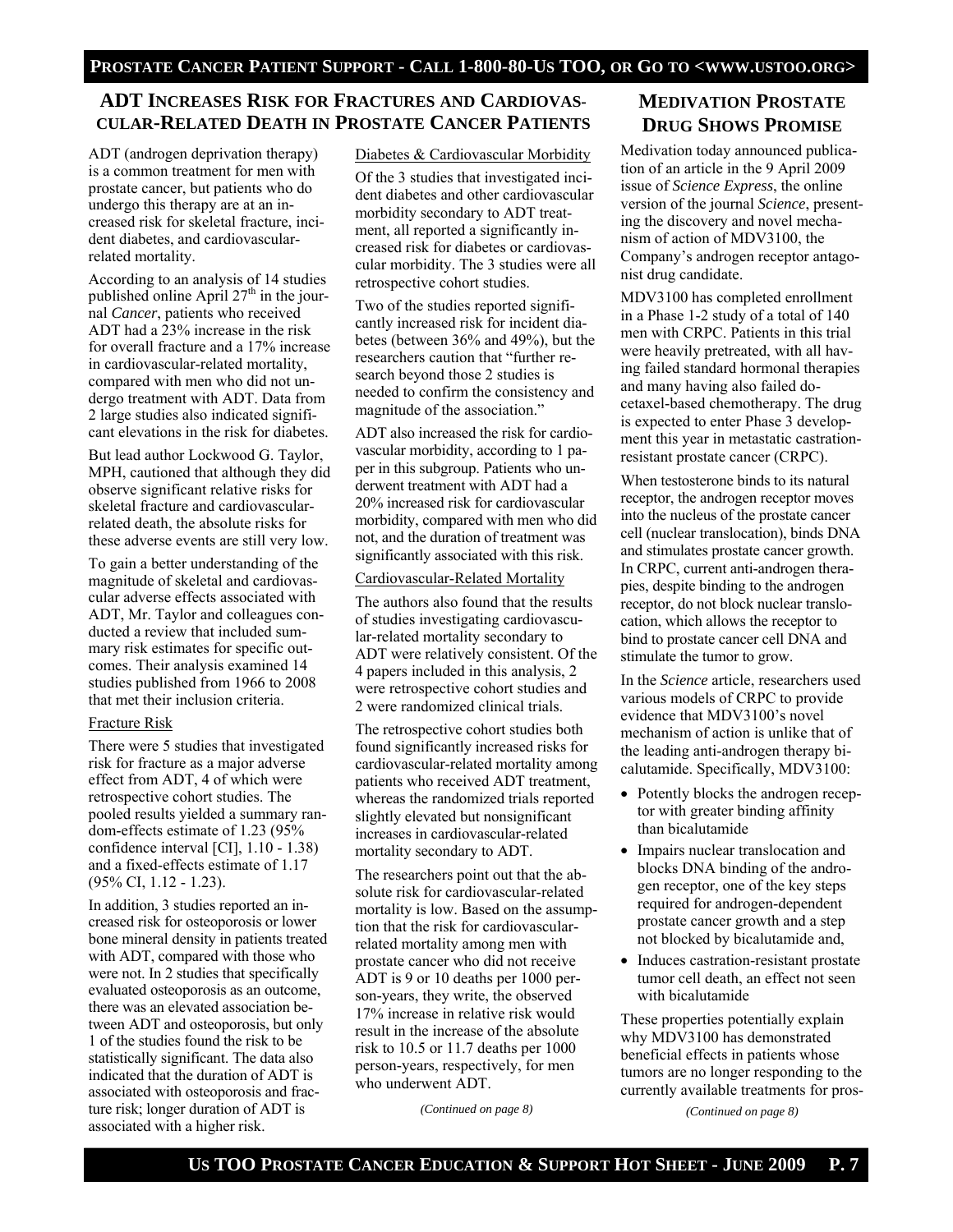## ADT Increases Risk for Fractures and Cardiovascular-Related Death in Prostate Cancer Patients

ADT (androgen deprivation therapy) is a common treatment for men with prostate cancer, but patients who do undergo this therapy are at an increased risk for skeletal fracture, incident diabetes, and cardiovascular-related mortality.

According to an analysis of 14 studies published online April 27th in the journal *Cancer*, patients who received ADT had a 23% increase in the risk for overall fracture and a 17% increase in cardiovascular-related mortality, compared with men who did not undergo treatment with ADT. Data from 2 large studies also indicated significant elevations in the risk for diabetes.

But lead author Lockwood G. Taylor, MPH, cautioned that although they did observe significant relative risks for skeletal fracture and cardiovascular-related death, the absolute risks for these adverse events are still very low.

To gain a better understanding of the magnitude of skeletal and cardiovascular adverse effects associated with ADT, Mr. Taylor and colleagues conducted a review that included summary risk estimates for specific outcomes. Their analysis examined 14 studies published from 1966 to 2008 that met their inclusion criteria.

### Fracture Risk

There were 5 studies that investigated risk for fracture as a major adverse effect from ADT, 4 of which were retrospective cohort studies. The pooled results yielded a summary random-effects estimate of 1.23 (95% confidence interval [CI], 1.10 - 1.38) and a fixed-effects estimate of 1.17 (95% CI, 1.12 - 1.23).

In addition, 3 studies reported an increased risk for osteoporosis or lower bone mineral density in patients treated with ADT, compared with those who were not. In 2 studies that specifically evaluated osteoporosis as an outcome, there was an elevated association between ADT and osteoporosis, but only 1 of the studies found the risk to be statistically significant. The data also indicated that the duration of ADT is associated with osteoporosis and fracture risk; longer duration of ADT is associated with a higher risk.

### Diabetes & Cardiovascular Morbidity

Of the 3 studies that investigated incident diabetes and other cardiovascular morbidity secondary to ADT treatment, all reported a significantly increased risk for diabetes or cardiovascular morbidity. The 3 studies were all retrospective cohort studies.

Two of the studies reported significantly increased risk for incident diabetes (between 36% and 49%), but the researchers caution that "further research beyond those 2 studies is needed to confirm the consistency and magnitude of the association."

ADT also increased the risk for cardiovascular morbidity, according to 1 paper in this subgroup. Patients who underwent treatment with ADT had a 20% increased risk for cardiovascular morbidity, compared with men who did not, and the duration of treatment was significantly associated with this risk.

### Cardiovascular-Related Mortality

The authors also found that the results of studies investigating cardiovascular-related mortality secondary to ADT were relatively consistent. Of the 4 papers included in this analysis, 2 were retrospective cohort studies and 2 were randomized clinical trials.

The retrospective cohort studies both found significantly increased risks for cardiovascular-related mortality among patients who received ADT treatment, whereas the randomized trials reported slightly elevated but nonsignificant increases in cardiovascular-related mortality secondary to ADT.

The researchers point out that the absolute risk for cardiovascular-related mortality is low. Based on the assumption that the risk for cardiovascular-related mortality among men with prostate cancer who did not receive ADT is 9 or 10 deaths per 1000 person-years, they write, the observed 17% increase in relative risk would result in the increase of the absolute risk to 10.5 or 11.7 deaths per 1000 person-years, respectively, for men who underwent ADT.

*(Continued on page 8)*

## Medivation Prostate Drug Shows Promise

Medivation today announced publication of an article in the 9 April 2009 issue of *Science Express*, the online version of the journal *Science*, presenting the discovery and novel mechanism of action of MDV3100, the Company's androgen receptor antagonist drug candidate.

MDV3100 has completed enrollment in a Phase 1-2 study of a total of 140 men with CRPC. Patients in this trial were heavily pretreated, with all having failed standard hormonal therapies and many having also failed docetaxel-based chemotherapy. The drug is expected to enter Phase 3 development this year in metastatic castration-resistant prostate cancer (CRPC).

When testosterone binds to its natural receptor, the androgen receptor moves into the nucleus of the prostate cancer cell (nuclear translocation), binds DNA and stimulates prostate cancer growth. In CRPC, current anti-androgen therapies, despite binding to the androgen receptor, do not block nuclear translocation, which allows the receptor to bind to prostate cancer cell DNA and stimulate the tumor to grow.

In the *Science* article, researchers used various models of CRPC to provide evidence that MDV3100's novel mechanism of action is unlike that of the leading anti-androgen therapy bicalutamide. Specifically, MDV3100:

- Potently blocks the androgen receptor with greater binding affinity than bicalutamide
- Impairs nuclear translocation and blocks DNA binding of the androgen receptor, one of the key steps required for androgen-dependent prostate cancer growth and a step not blocked by bicalutamide and,
- Induces castration-resistant prostate tumor cell death, an effect not seen with bicalutamide

These properties potentially explain why MDV3100 has demonstrated beneficial effects in patients whose tumors are no longer responding to the currently available treatments for pros-

*(Continued on page 8)*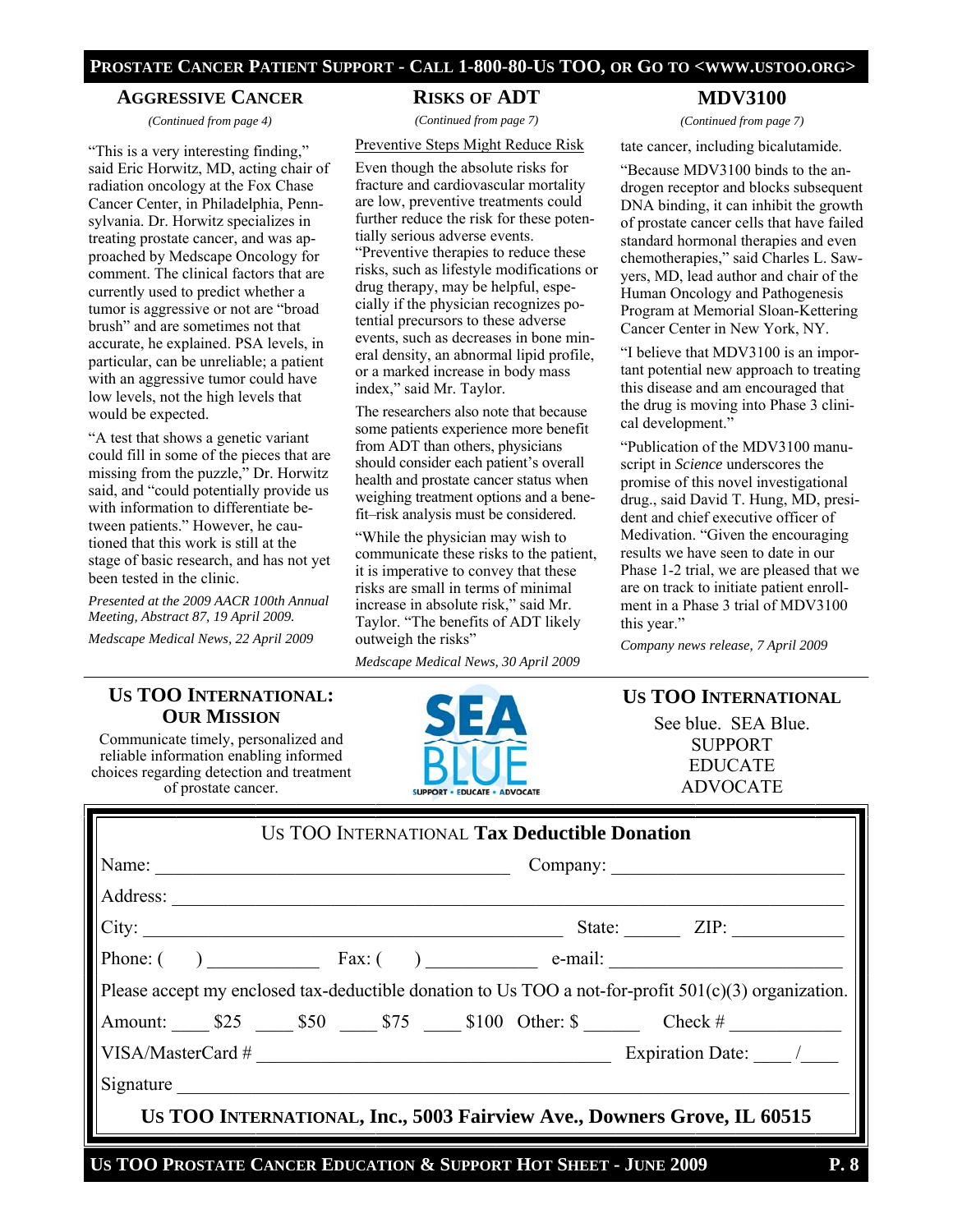## AGGRESSIVE CANCER

*(Continued from page 4)*

"This is a very interesting finding," said Eric Horwitz, MD, acting chair of radiation oncology at the Fox Chase Cancer Center, in Philadelphia, Pennsylvania. Dr. Horwitz specializes in treating prostate cancer, and was approached by Medscape Oncology for comment. The clinical factors that are currently used to predict whether a tumor is aggressive or not are "broad brush" and are sometimes not that accurate, he explained. PSA levels, in particular, can be unreliable; a patient with an aggressive tumor could have low levels, not the high levels that would be expected.

"A test that shows a genetic variant could fill in some of the pieces that are missing from the puzzle," Dr. Horwitz said, and "could potentially provide us with information to differentiate between patients." However, he cautioned that this work is still at the stage of basic research, and has not yet been tested in the clinic.

*Presented at the 2009 AACR 100th Annual Meeting, Abstract 87, 19 April 2009.*

*Medscape Medical News, 22 April 2009*

## RISKS OF ADT

*(Continued from page 7)*

Preventive Steps Might Reduce Risk

Even though the absolute risks for fracture and cardiovascular mortality are low, preventive treatments could further reduce the risk for these potentially serious adverse events. "Preventive therapies to reduce these risks, such as lifestyle modifications or drug therapy, may be helpful, especially if the physician recognizes potential precursors to these adverse events, such as decreases in bone mineral density, an abnormal lipid profile, or a marked increase in body mass index," said Mr. Taylor.

The researchers also note that because some patients experience more benefit from ADT than others, physicians should consider each patient's overall health and prostate cancer status when weighing treatment options and a benefit–risk analysis must be considered.

"While the physician may wish to communicate these risks to the patient, it is imperative to convey that these risks are small in terms of minimal increase in absolute risk," said Mr. Taylor. "The benefits of ADT likely outweigh the risks"

*Medscape Medical News, 30 April 2009*

## MDV3100

*(Continued from page 7)*

tate cancer, including bicalutamide.

"Because MDV3100 binds to the androgen receptor and blocks subsequent DNA binding, it can inhibit the growth of prostate cancer cells that have failed standard hormonal therapies and even chemotherapies," said Charles L. Sawyers, MD, lead author and chair of the Human Oncology and Pathogenesis Program at Memorial Sloan-Kettering Cancer Center in New York, NY.

"I believe that MDV3100 is an important potential new approach to treating this disease and am encouraged that the drug is moving into Phase 3 clinical development."

"Publication of the MDV3100 manuscript in *Science* underscores the promise of this novel investigational drug., said David T. Hung, MD, president and chief executive officer of Medivation. "Given the encouraging results we have seen to date in our Phase 1-2 trial, we are pleased that we are on track to initiate patient enrollment in a Phase 3 trial of MDV3100 this year."

*Company news release, 7 April 2009*

## US TOO INTERNATIONAL: OUR MISSION

Communicate timely, personalized and reliable information enabling informed choices regarding detection and treatment of prostate cancer.

SEA BLUE
SUPPORT • EDUCATE • ADVOCATE

## US TOO INTERNATIONAL

See blue. SEA Blue.
SUPPORT
EDUCATE
ADVOCATE

---

### US TOO INTERNATIONAL **Tax Deductible Donation**

Name: ______________________________ Company: ______________________

Address: ____________________________________________________________

City: ________________________________________ State: ______ ZIP: ___________

Phone: (   ) ___________ Fax: (   ) ___________ e-mail: ______________________

Please accept my enclosed tax-deductible donation to Us TOO a not-for-profit 501(c)(3) organization.

Amount: ____ $25 ____ $50 ____ $75 ____ $100 Other: $ ______ Check # ___________

VISA/MasterCard # ____________________________________ Expiration Date: ____ /____

Signature ____________________________________________________________________

**US TOO INTERNATIONAL, Inc., 5003 Fairview Ave., Downers Grove, IL 60515**